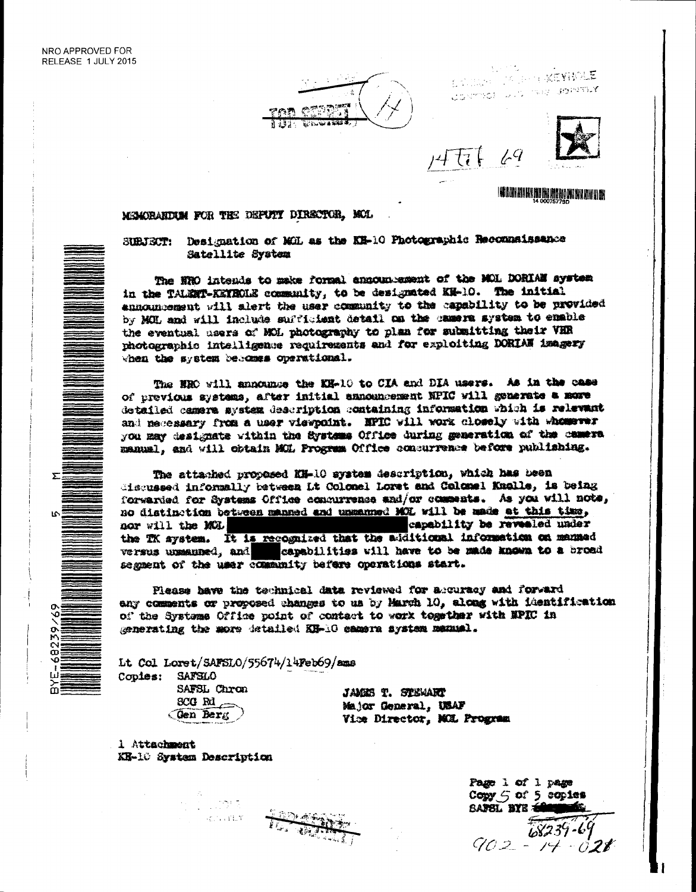NRO APPROVED FOR
RELEASE 1 JULY 2015

TOP SECRET

HANDLE VIA BYEMAN-TALENT-KEYHOLE
CONTROL SYSTEMS JOINTLY

14 Feb 69

MEMORANDUM FOR THE DEPUTY DIRECTOR, MOL

SUBJECT: Designation of MOL as the KH-10 Photographic Reconnaissance Satellite System

The NRO intends to make formal announcement of the MOL DORIAN system in the TALENT-KEYHOLE community, to be designated KH-10. The initial announcement will alert the user community to the capability to be provided by MOL and will include sufficient detail on the camera system to enable the eventual users of MOL photography to plan for submitting their VHR photographic intelligence requirements and for exploiting DORIAN imagery when the system becomes operational.

The NRO will announce the KH-10 to CIA and DIA users. As in the case of previous systems, after initial announcement NPIC will generate a more detailed camera system description containing information which is relevant and necessary from a user viewpoint. NPIC will work closely with whomever you may designate within the Systems Office during generation of the camera manual, and will obtain MOL Program Office concurrence before publishing.

The attached proposed KH-10 system description, which has been discussed informally between Lt Colonel Loret and Colonel Knolle, is being forwarded for Systems Office concurrence and/or comments. As you will note, no distinction between manned and unmanned MOL will be made at this time, nor will the MOL ███████████ capability be revealed under the TK system. It is recognized that the additional information on manned versus unmanned, and ███ capabilities will have to be made known to a broad segment of the user community before operations start.

Please have the technical data reviewed for accuracy and forward any comments or proposed changes to us by March 10, along with identification of the Systems Office point of contact to work together with NPIC in generating the more detailed KH-10 camera system manual.

Lt Col Loret/SAFSLO/55674/14Feb69/ams

Copies: SAFSLO
SAFSL Chron
SCG Rd
Gen Berg

JAMES T. STEWART
Major General, USAF
Vice Director, MOL Program

1 Attachment
KH-10 System Description

Page 1 of 1 page
Copy 5 of 5 copies
SAFSL BYE ██████
68239-69
902-14-028

BYE-68239/69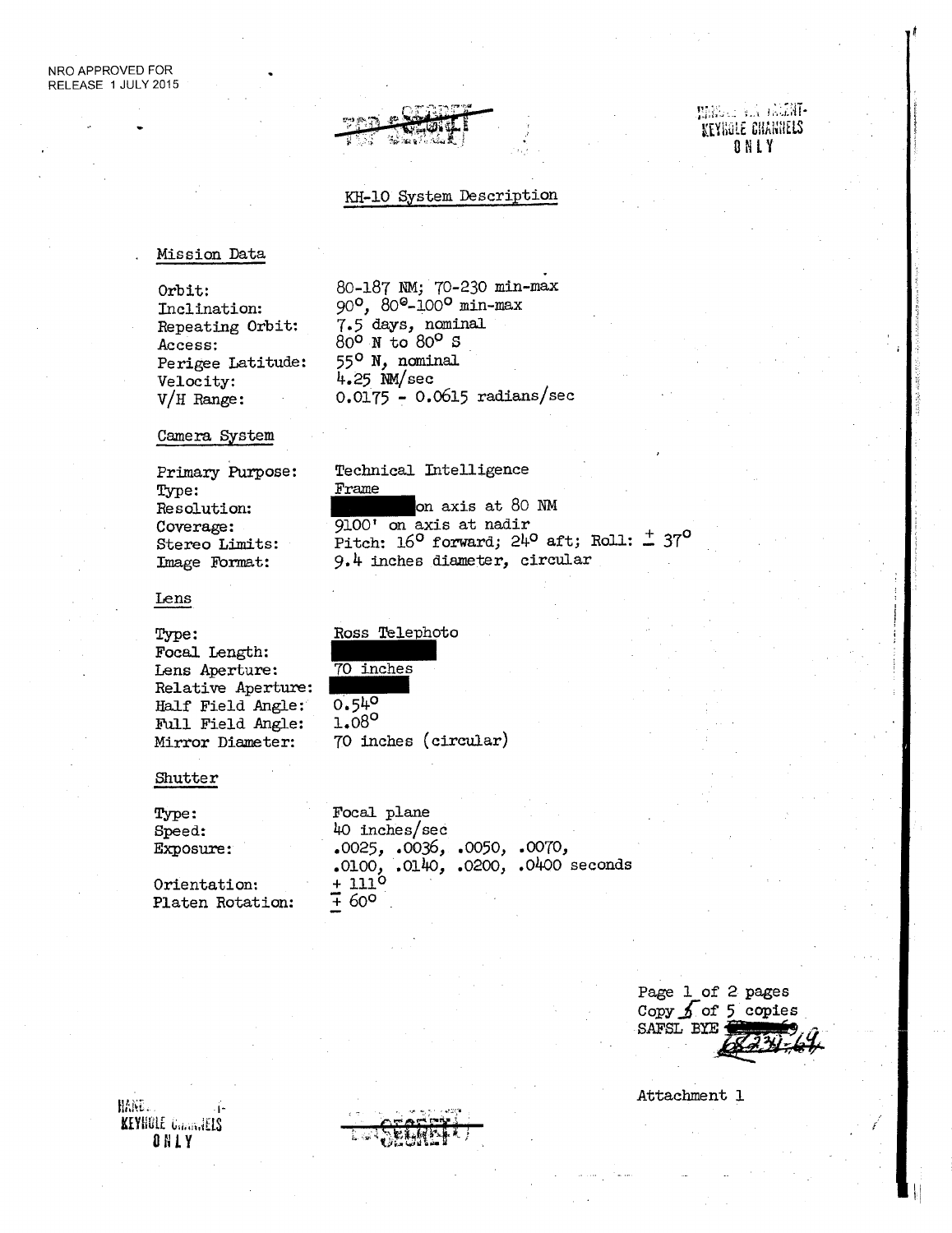NRO APPROVED FOR RELEASE 1 JULY 2015

~~TOP SECRET~~

HANDLE VIA TALENT-KEYHOLE CHANNELS ONLY

## KH-10 System Description

### Mission Data

| | |
|---|---|
| Orbit: | 80-187 NM; 70-230 min-max |
| Inclination: | 90°, 80°-100° min-max |
| Repeating Orbit: | 7.5 days, nominal |
| Access: | 80° N to 80° S |
| Perigee Latitude: | 55° N, nominal |
| Velocity: | 4.25 NM/sec |
| V/H Range: | 0.0175 - 0.0615 radians/sec |

### Camera System

| | |
|---|---|
| Primary Purpose: | Technical Intelligence |
| Type: | Frame |
| Resolution: | [REDACTED] on axis at 80 NM |
| Coverage: | 9100' on axis at nadir |
| Stereo Limits: | Pitch: 16° forward; 24° aft; Roll: ± 37° |
| Image Format: | 9.4 inches diameter, circular |

### Lens

| | |
|---|---|
| Type: | Ross Telephoto |
| Focal Length: | [REDACTED] |
| Lens Aperture: | 70 inches |
| Relative Aperture: | [REDACTED] |
| Half Field Angle: | 0.54° |
| Full Field Angle: | 1.08° |
| Mirror Diameter: | 70 inches (circular) |

### Shutter

| | |
|---|---|
| Type: | Focal plane |
| Speed: | 40 inches/sec |
| Exposure: | .0025, .0036, .0050, .0070, .0100, .0140, .0200, .0400 seconds |
| Orientation: | ± 111° |
| Platen Rotation: | ± 60° |

Page 1 of 2 pages
Copy 5 of 5 copies
SAFSL BYE [REDACTED] 68234-69

Attachment 1

HANDLE VIA TALENT-KEYHOLE CHANNELS ONLY

~~TOP SECRET~~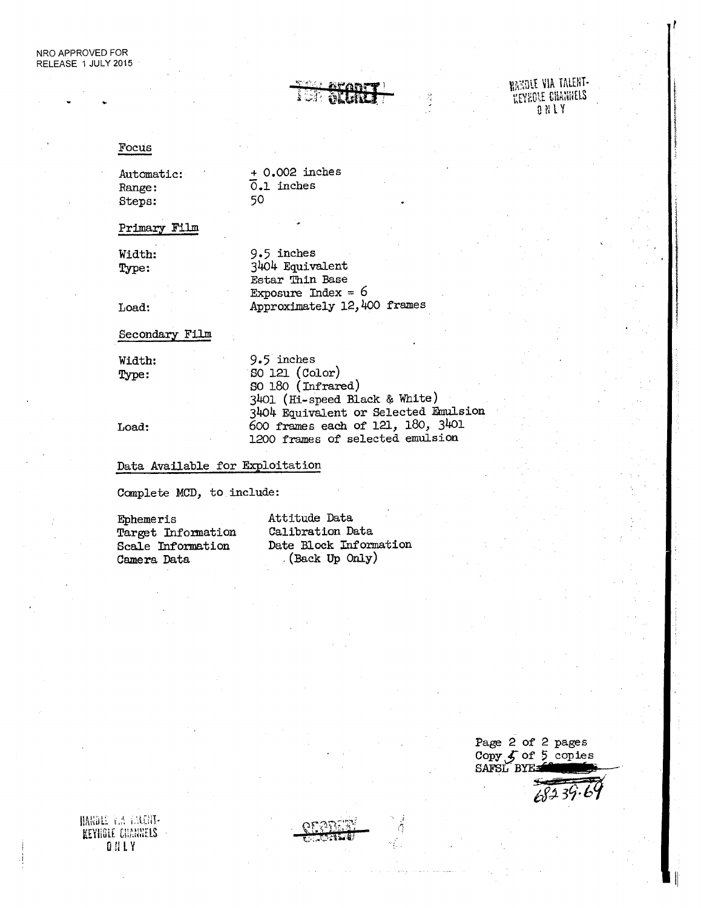### Focus

| | |
|---|---|
| Automatic: | $\pm$ 0.002 inches |
| Range: | 0.1 inches |
| Steps: | 50 |

### Primary Film

| | |
|---|---|
| Width: | 9.5 inches |
| Type: | 3404 Equivalent<br>Estar Thin Base<br>Exposure Index = 6 |
| Load: | Approximately 12,400 frames |

### Secondary Film

| | |
|---|---|
| Width: | 9.5 inches |
| Type: | SO 121 (Color)<br>SO 180 (Infrared)<br>3401 (Hi-speed Black & White)<br>3404 Equivalent or Selected Emulsion |
| Load: | 600 frames each of 121, 180, 3401<br>1200 frames of selected emulsion |

### Data Available for Exploitation

Complete MCD, to include:

| | |
|---|---|
| Ephemeris | Attitude Data |
| Target Information | Calibration Data |
| Scale Information | Date Block Information |
| Camera Data | (Back Up Only) |

Copy 5 of 5 copies
SAFSL BYE-68239-69